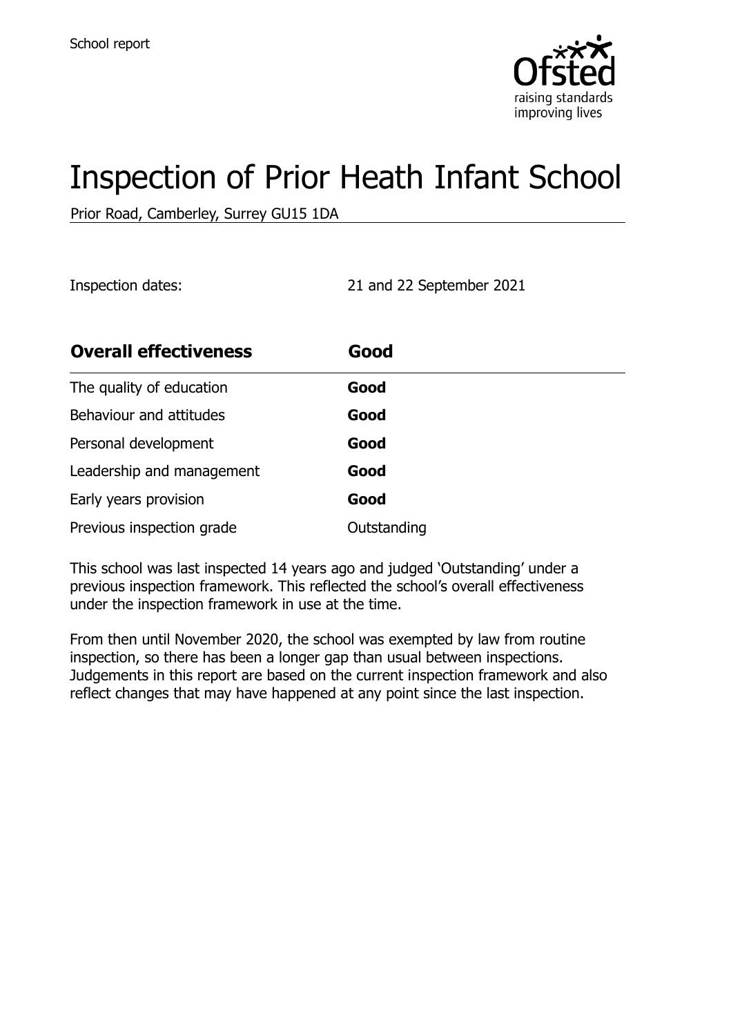School report

# Inspection of Prior Heath Infant School

Prior Road, Camberley, Surrey GU15 1DA

Inspection dates: 21 and 22 September 2021

| **Overall effectiveness** | **Good** |
| --- | --- |
| The quality of education | **Good** |
| Behaviour and attitudes | **Good** |
| Personal development | **Good** |
| Leadership and management | **Good** |
| Early years provision | **Good** |
| Previous inspection grade | Outstanding |

This school was last inspected 14 years ago and judged 'Outstanding' under a previous inspection framework. This reflected the school's overall effectiveness under the inspection framework in use at the time.

From then until November 2020, the school was exempted by law from routine inspection, so there has been a longer gap than usual between inspections. Judgements in this report are based on the current inspection framework and also reflect changes that may have happened at any point since the last inspection.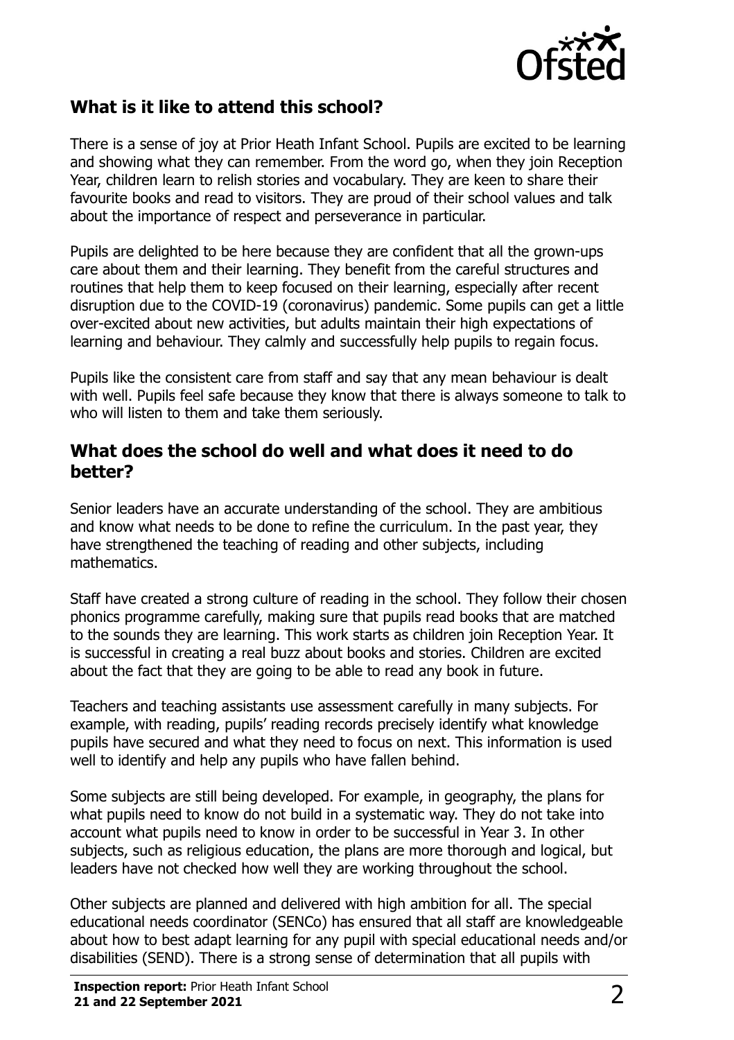## What is it like to attend this school?

There is a sense of joy at Prior Heath Infant School. Pupils are excited to be learning and showing what they can remember. From the word go, when they join Reception Year, children learn to relish stories and vocabulary. They are keen to share their favourite books and read to visitors. They are proud of their school values and talk about the importance of respect and perseverance in particular.

Pupils are delighted to be here because they are confident that all the grown-ups care about them and their learning. They benefit from the careful structures and routines that help them to keep focused on their learning, especially after recent disruption due to the COVID-19 (coronavirus) pandemic. Some pupils can get a little over-excited about new activities, but adults maintain their high expectations of learning and behaviour. They calmly and successfully help pupils to regain focus.

Pupils like the consistent care from staff and say that any mean behaviour is dealt with well. Pupils feel safe because they know that there is always someone to talk to who will listen to them and take them seriously.

## What does the school do well and what does it need to do better?

Senior leaders have an accurate understanding of the school. They are ambitious and know what needs to be done to refine the curriculum. In the past year, they have strengthened the teaching of reading and other subjects, including mathematics.

Staff have created a strong culture of reading in the school. They follow their chosen phonics programme carefully, making sure that pupils read books that are matched to the sounds they are learning. This work starts as children join Reception Year. It is successful in creating a real buzz about books and stories. Children are excited about the fact that they are going to be able to read any book in future.

Teachers and teaching assistants use assessment carefully in many subjects. For example, with reading, pupils' reading records precisely identify what knowledge pupils have secured and what they need to focus on next. This information is used well to identify and help any pupils who have fallen behind.

Some subjects are still being developed. For example, in geography, the plans for what pupils need to know do not build in a systematic way. They do not take into account what pupils need to know in order to be successful in Year 3. In other subjects, such as religious education, the plans are more thorough and logical, but leaders have not checked how well they are working throughout the school.

Other subjects are planned and delivered with high ambition for all. The special educational needs coordinator (SENCo) has ensured that all staff are knowledgeable about how to best adapt learning for any pupil with special educational needs and/or disabilities (SEND). There is a strong sense of determination that all pupils with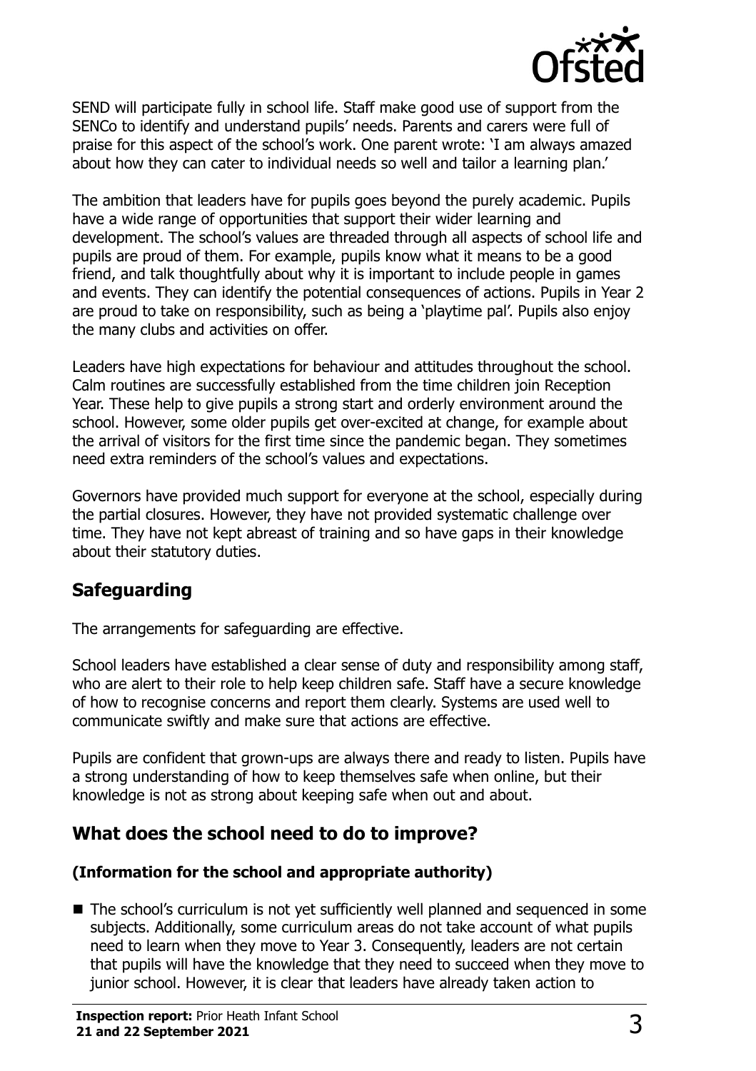SEND will participate fully in school life. Staff make good use of support from the SENCo to identify and understand pupils' needs. Parents and carers were full of praise for this aspect of the school's work. One parent wrote: 'I am always amazed about how they can cater to individual needs so well and tailor a learning plan.'

The ambition that leaders have for pupils goes beyond the purely academic. Pupils have a wide range of opportunities that support their wider learning and development. The school's values are threaded through all aspects of school life and pupils are proud of them. For example, pupils know what it means to be a good friend, and talk thoughtfully about why it is important to include people in games and events. They can identify the potential consequences of actions. Pupils in Year 2 are proud to take on responsibility, such as being a 'playtime pal'. Pupils also enjoy the many clubs and activities on offer.

Leaders have high expectations for behaviour and attitudes throughout the school. Calm routines are successfully established from the time children join Reception Year. These help to give pupils a strong start and orderly environment around the school. However, some older pupils get over-excited at change, for example about the arrival of visitors for the first time since the pandemic began. They sometimes need extra reminders of the school's values and expectations.

Governors have provided much support for everyone at the school, especially during the partial closures. However, they have not provided systematic challenge over time. They have not kept abreast of training and so have gaps in their knowledge about their statutory duties.

## Safeguarding

The arrangements for safeguarding are effective.

School leaders have established a clear sense of duty and responsibility among staff, who are alert to their role to help keep children safe. Staff have a secure knowledge of how to recognise concerns and report them clearly. Systems are used well to communicate swiftly and make sure that actions are effective.

Pupils are confident that grown-ups are always there and ready to listen. Pupils have a strong understanding of how to keep themselves safe when online, but their knowledge is not as strong about keeping safe when out and about.

## What does the school need to do to improve?

### (Information for the school and appropriate authority)

- The school's curriculum is not yet sufficiently well planned and sequenced in some subjects. Additionally, some curriculum areas do not take account of what pupils need to learn when they move to Year 3. Consequently, leaders are not certain that pupils will have the knowledge that they need to succeed when they move to junior school. However, it is clear that leaders have already taken action to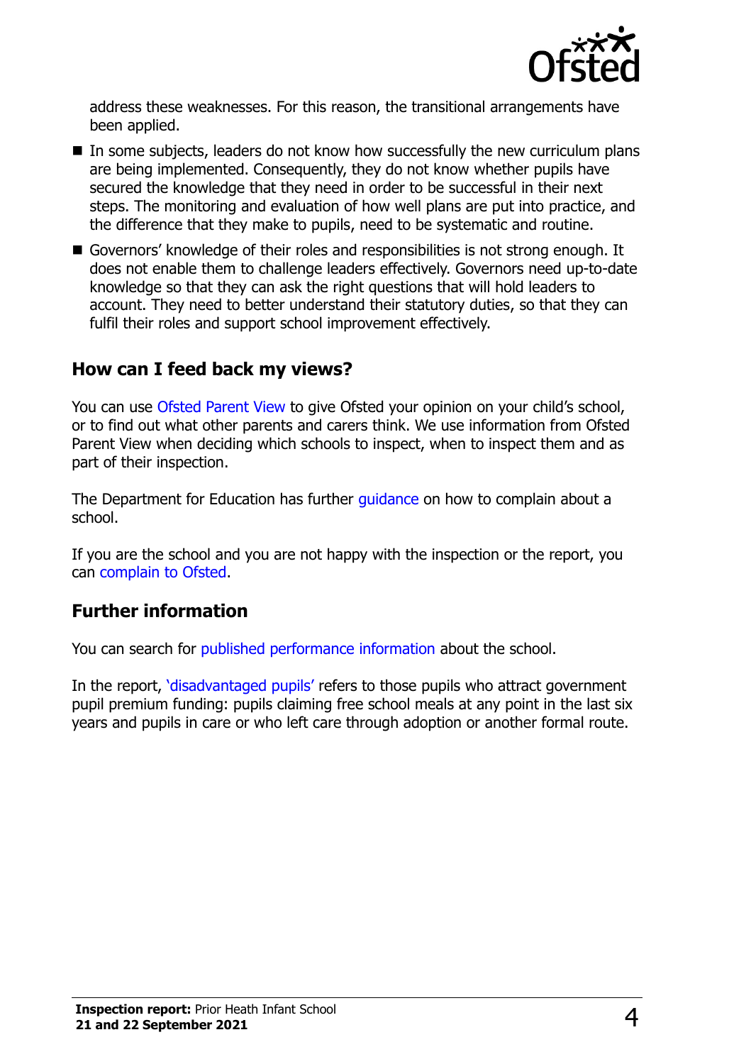address these weaknesses. For this reason, the transitional arrangements have been applied.

- In some subjects, leaders do not know how successfully the new curriculum plans are being implemented. Consequently, they do not know whether pupils have secured the knowledge that they need in order to be successful in their next steps. The monitoring and evaluation of how well plans are put into practice, and the difference that they make to pupils, need to be systematic and routine.
- Governors' knowledge of their roles and responsibilities is not strong enough. It does not enable them to challenge leaders effectively. Governors need up-to-date knowledge so that they can ask the right questions that will hold leaders to account. They need to better understand their statutory duties, so that they can fulfil their roles and support school improvement effectively.

## How can I feed back my views?

You can use Ofsted Parent View to give Ofsted your opinion on your child's school, or to find out what other parents and carers think. We use information from Ofsted Parent View when deciding which schools to inspect, when to inspect them and as part of their inspection.

The Department for Education has further guidance on how to complain about a school.

If you are the school and you are not happy with the inspection or the report, you can complain to Ofsted.

## Further information

You can search for published performance information about the school.

In the report, 'disadvantaged pupils' refers to those pupils who attract government pupil premium funding: pupils claiming free school meals at any point in the last six years and pupils in care or who left care through adoption or another formal route.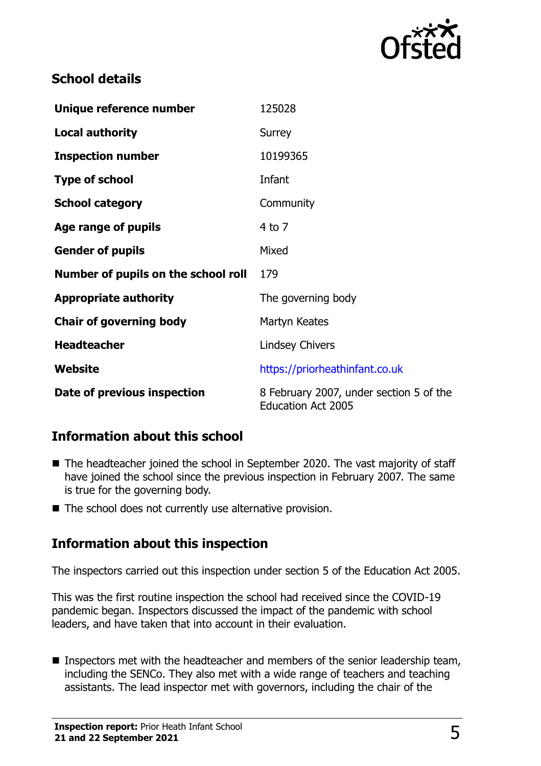## School details

| | |
|---|---|
| **Unique reference number** | 125028 |
| **Local authority** | Surrey |
| **Inspection number** | 10199365 |
| **Type of school** | Infant |
| **School category** | Community |
| **Age range of pupils** | 4 to 7 |
| **Gender of pupils** | Mixed |
| **Number of pupils on the school roll** | 179 |
| **Appropriate authority** | The governing body |
| **Chair of governing body** | Martyn Keates |
| **Headteacher** | Lindsey Chivers |
| **Website** | https://priorheathinfant.co.uk |
| **Date of previous inspection** | 8 February 2007, under section 5 of the Education Act 2005 |

## Information about this school

- The headteacher joined the school in September 2020. The vast majority of staff have joined the school since the previous inspection in February 2007. The same is true for the governing body.
- The school does not currently use alternative provision.

## Information about this inspection

The inspectors carried out this inspection under section 5 of the Education Act 2005.

This was the first routine inspection the school had received since the COVID-19 pandemic began. Inspectors discussed the impact of the pandemic with school leaders, and have taken that into account in their evaluation.

- Inspectors met with the headteacher and members of the senior leadership team, including the SENCo. They also met with a wide range of teachers and teaching assistants. The lead inspector met with governors, including the chair of the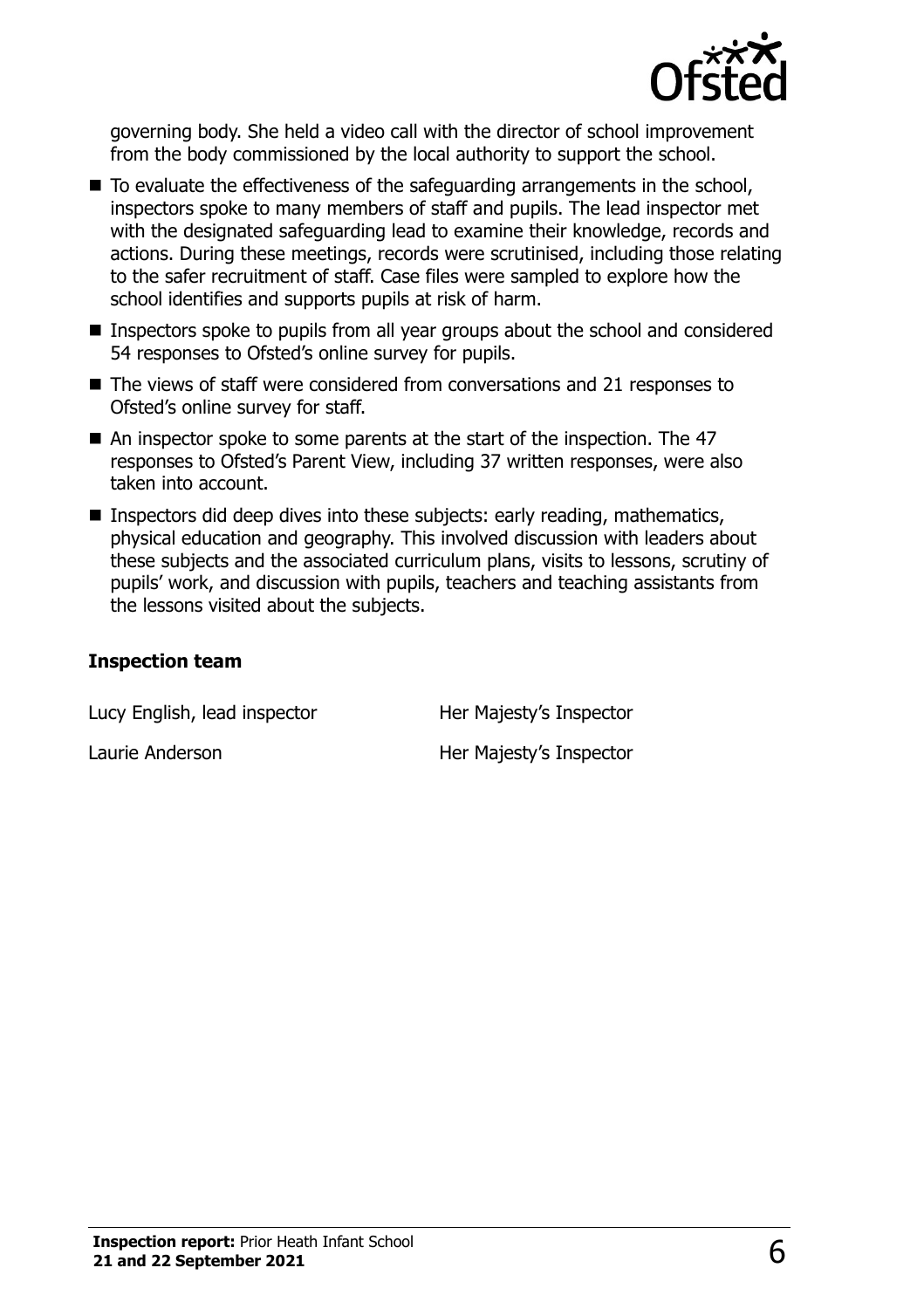governing body. She held a video call with the director of school improvement from the body commissioned by the local authority to support the school.

- To evaluate the effectiveness of the safeguarding arrangements in the school, inspectors spoke to many members of staff and pupils. The lead inspector met with the designated safeguarding lead to examine their knowledge, records and actions. During these meetings, records were scrutinised, including those relating to the safer recruitment of staff. Case files were sampled to explore how the school identifies and supports pupils at risk of harm.
- Inspectors spoke to pupils from all year groups about the school and considered 54 responses to Ofsted's online survey for pupils.
- The views of staff were considered from conversations and 21 responses to Ofsted's online survey for staff.
- An inspector spoke to some parents at the start of the inspection. The 47 responses to Ofsted's Parent View, including 37 written responses, were also taken into account.
- Inspectors did deep dives into these subjects: early reading, mathematics, physical education and geography. This involved discussion with leaders about these subjects and the associated curriculum plans, visits to lessons, scrutiny of pupils' work, and discussion with pupils, teachers and teaching assistants from the lessons visited about the subjects.

### Inspection team

| | |
|---|---|
| Lucy English, lead inspector | Her Majesty's Inspector |
| Laurie Anderson | Her Majesty's Inspector |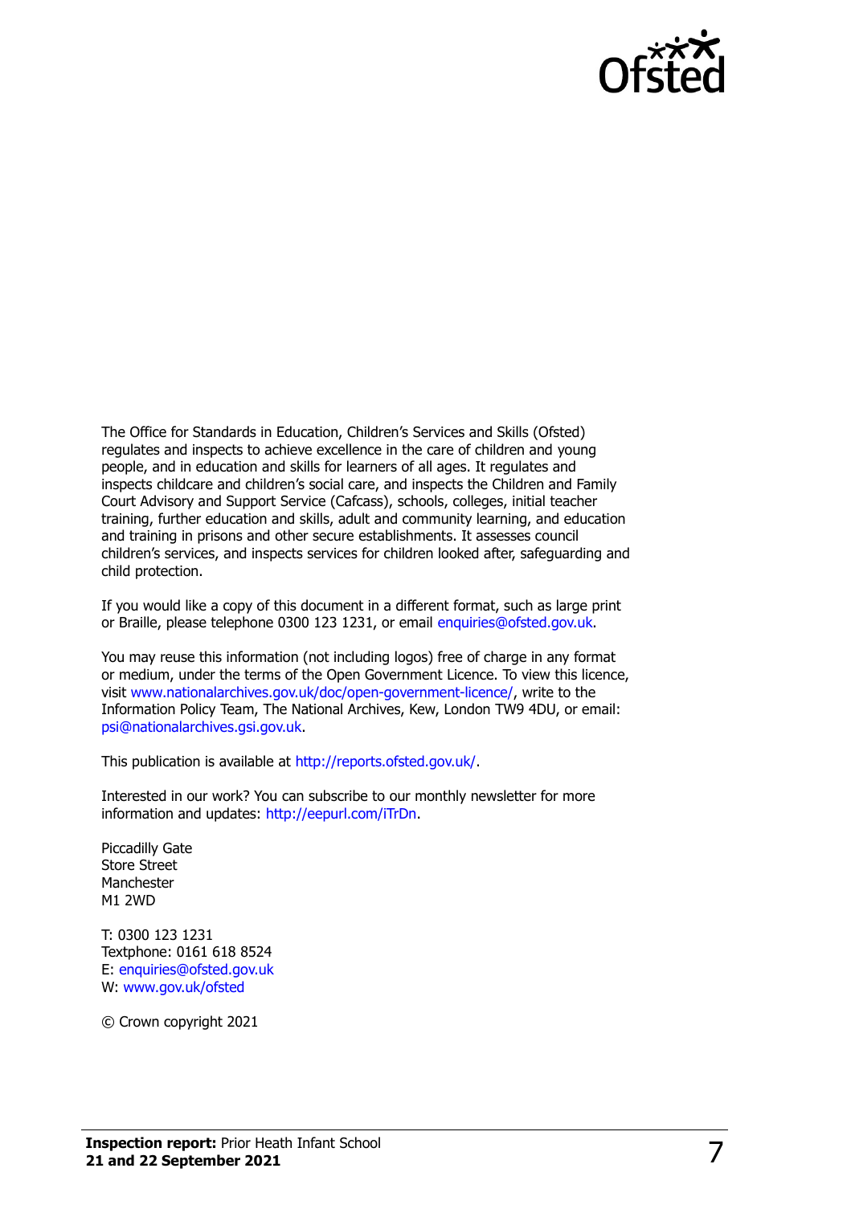The Office for Standards in Education, Children's Services and Skills (Ofsted) regulates and inspects to achieve excellence in the care of children and young people, and in education and skills for learners of all ages. It regulates and inspects childcare and children's social care, and inspects the Children and Family Court Advisory and Support Service (Cafcass), schools, colleges, initial teacher training, further education and skills, adult and community learning, and education and training in prisons and other secure establishments. It assesses council children's services, and inspects services for children looked after, safeguarding and child protection.

If you would like a copy of this document in a different format, such as large print or Braille, please telephone 0300 123 1231, or email enquiries@ofsted.gov.uk.

You may reuse this information (not including logos) free of charge in any format or medium, under the terms of the Open Government Licence. To view this licence, visit www.nationalarchives.gov.uk/doc/open-government-licence/, write to the Information Policy Team, The National Archives, Kew, London TW9 4DU, or email: psi@nationalarchives.gsi.gov.uk.

This publication is available at http://reports.ofsted.gov.uk/.

Interested in our work? You can subscribe to our monthly newsletter for more information and updates: http://eepurl.com/iTrDn.

Piccadilly Gate
Store Street
Manchester
M1 2WD

T: 0300 123 1231
Textphone: 0161 618 8524
E: enquiries@ofsted.gov.uk
W: www.gov.uk/ofsted

© Crown copyright 2021